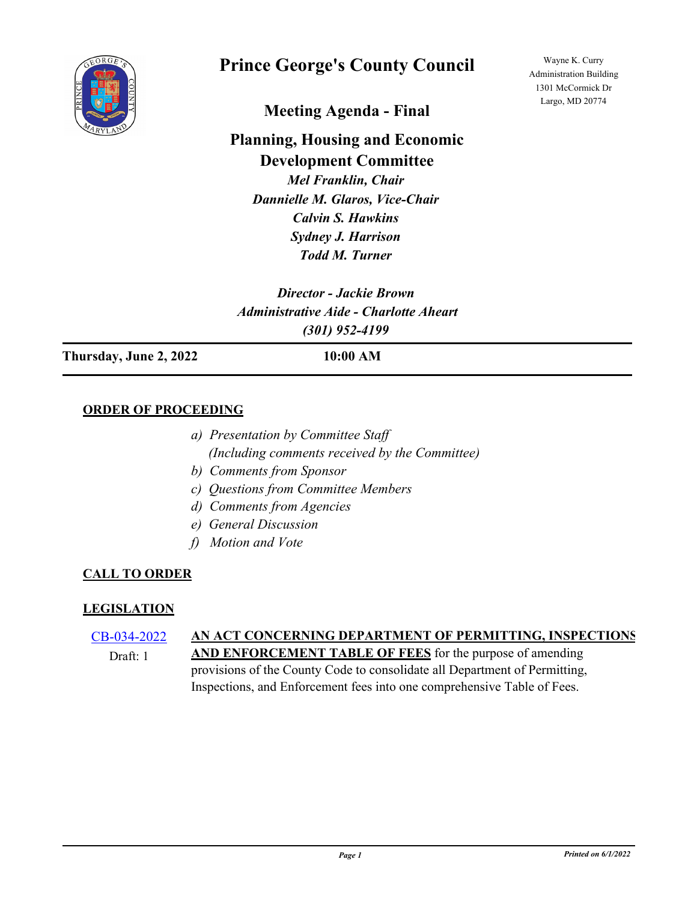# Prince George's County Council

Wayne K. Curry
Administration Building
1301 McCormick Dr
Largo, MD 20774

## Meeting Agenda - Final

## Planning, Housing and Economic Development Committee

*Mel Franklin, Chair*
*Dannielle M. Glaros, Vice-Chair*
*Calvin S. Hawkins*
*Sydney J. Harrison*
*Todd M. Turner*

*Director - Jackie Brown*
*Administrative Aide - Charlotte Aheart*
*(301) 952-4199*

**Thursday, June 2, 2022** **10:00 AM**

---

### ORDER OF PROCEEDING

*a) Presentation by Committee Staff*
*(Including comments received by the Committee)*
*b) Comments from Sponsor*
*c) Questions from Committee Members*
*d) Comments from Agencies*
*e) General Discussion*
*f) Motion and Vote*

### CALL TO ORDER

### LEGISLATION

CB-034-2022
Draft: 1

**AN ACT CONCERNING DEPARTMENT OF PERMITTING, INSPECTIONS AND ENFORCEMENT TABLE OF FEES** for the purpose of amending provisions of the County Code to consolidate all Department of Permitting, Inspections, and Enforcement fees into one comprehensive Table of Fees.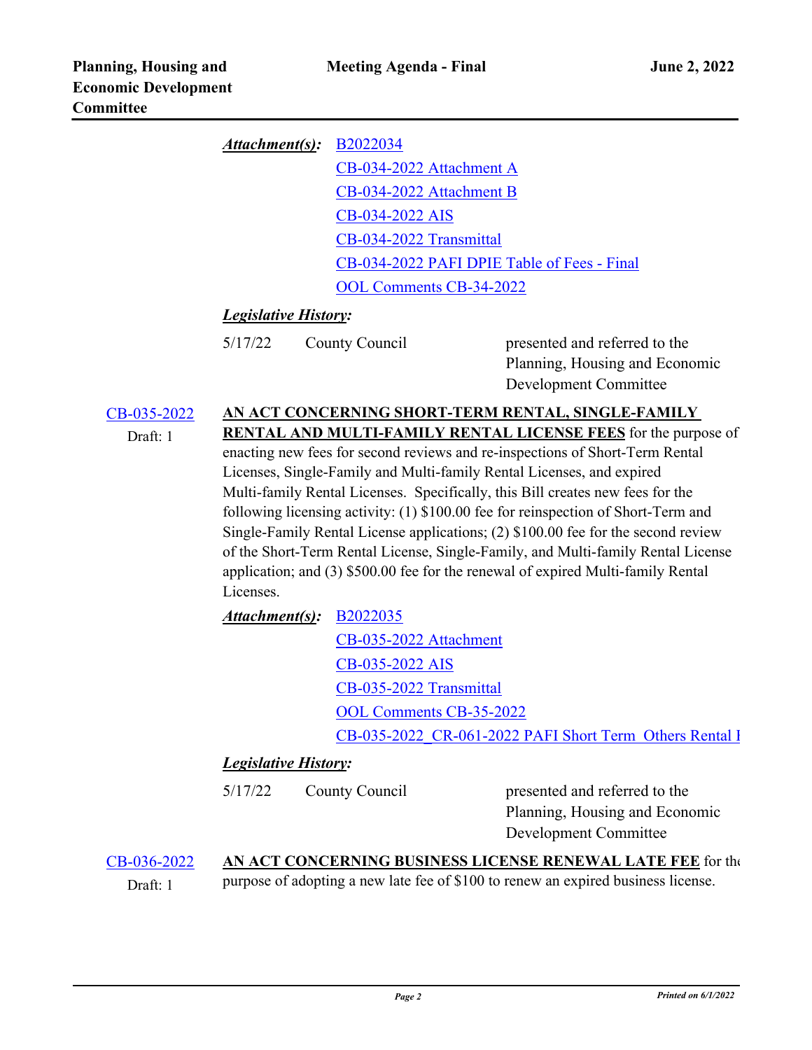***Attachment(s):*** B2022034

CB-034-2022 Attachment A

CB-034-2022 Attachment B

CB-034-2022 AIS

CB-034-2022 Transmittal

CB-034-2022 PAFI DPIE Table of Fees - Final

OOL Comments CB-34-2022

***Legislative History:***

| | | |
|---|---|---|
| 5/17/22 | County Council | presented and referred to the Planning, Housing and Economic Development Committee |

CB-035-2022
Draft: 1

**AN ACT CONCERNING SHORT-TERM RENTAL, SINGLE-FAMILY RENTAL AND MULTI-FAMILY RENTAL LICENSE FEES** for the purpose of enacting new fees for second reviews and re-inspections of Short-Term Rental Licenses, Single-Family and Multi-family Rental Licenses, and expired Multi-family Rental Licenses. Specifically, this Bill creates new fees for the following licensing activity: (1) $100.00 fee for reinspection of Short-Term and Single-Family Rental License applications; (2) $100.00 fee for the second review of the Short-Term Rental License, Single-Family, and Multi-family Rental License application; and (3) $500.00 fee for the renewal of expired Multi-family Rental Licenses.

***Attachment(s):*** B2022035

CB-035-2022 Attachment

CB-035-2022 AIS

CB-035-2022 Transmittal

OOL Comments CB-35-2022

CB-035-2022_CR-061-2022 PAFI Short Term Others Rental I

***Legislative History:***

| | | |
|---|---|---|
| 5/17/22 | County Council | presented and referred to the Planning, Housing and Economic Development Committee |

CB-036-2022
Draft: 1

**AN ACT CONCERNING BUSINESS LICENSE RENEWAL LATE FEE** for the purpose of adopting a new late fee of $100 to renew an expired business license.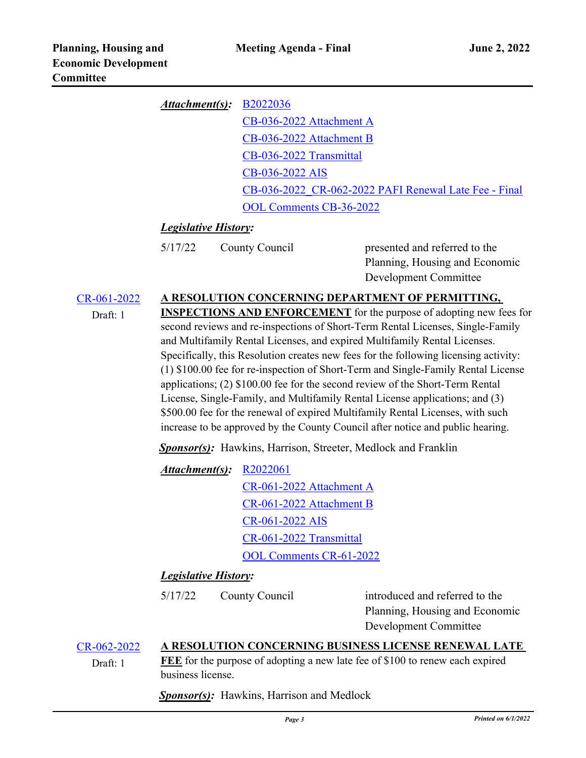***Attachment(s):*** B2022036
CB-036-2022 Attachment A
CB-036-2022 Attachment B
CB-036-2022 Transmittal
CB-036-2022 AIS
CB-036-2022_CR-062-2022 PAFI Renewal Late Fee - Final
OOL Comments CB-36-2022

***Legislative History:***

| | | |
|---|---|---|
| 5/17/22 | County Council | presented and referred to the Planning, Housing and Economic Development Committee |

CR-061-2022
Draft: 1

**A RESOLUTION CONCERNING DEPARTMENT OF PERMITTING, INSPECTIONS AND ENFORCEMENT** for the purpose of adopting new fees for second reviews and re-inspections of Short-Term Rental Licenses, Single-Family and Multifamily Rental Licenses, and expired Multifamily Rental Licenses. Specifically, this Resolution creates new fees for the following licensing activity: (1) $100.00 fee for re-inspection of Short-Term and Single-Family Rental License applications; (2) $100.00 fee for the second review of the Short-Term Rental License, Single-Family, and Multifamily Rental License applications; and (3) $500.00 fee for the renewal of expired Multifamily Rental Licenses, with such increase to be approved by the County Council after notice and public hearing.

***Sponsor(s):*** Hawkins, Harrison, Streeter, Medlock and Franklin

***Attachment(s):*** R2022061
CR-061-2022 Attachment A
CR-061-2022 Attachment B
CR-061-2022 AIS
CR-061-2022 Transmittal
OOL Comments CR-61-2022

***Legislative History:***

| | | |
|---|---|---|
| 5/17/22 | County Council | introduced and referred to the Planning, Housing and Economic Development Committee |

CR-062-2022
Draft: 1

**A RESOLUTION CONCERNING BUSINESS LICENSE RENEWAL LATE FEE** for the purpose of adopting a new late fee of $100 to renew each expired business license.

***Sponsor(s):*** Hawkins, Harrison and Medlock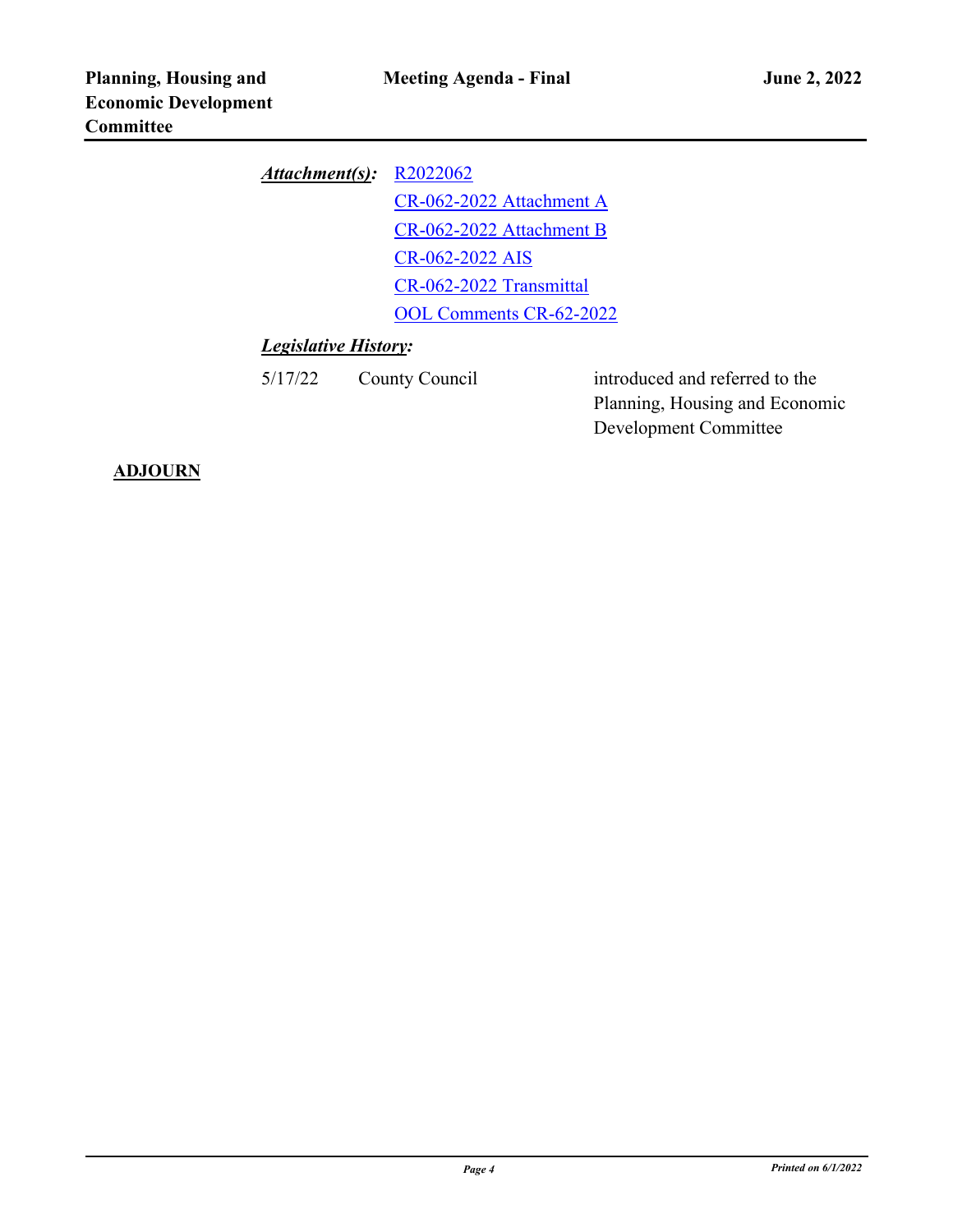***Attachment(s):*** R2022062
CR-062-2022 Attachment A
CR-062-2022 Attachment B
CR-062-2022 AIS
CR-062-2022 Transmittal
OOL Comments CR-62-2022

***Legislative History:***

| | | |
|---|---|---|
| 5/17/22 | County Council | introduced and referred to the Planning, Housing and Economic Development Committee |

**ADJOURN**